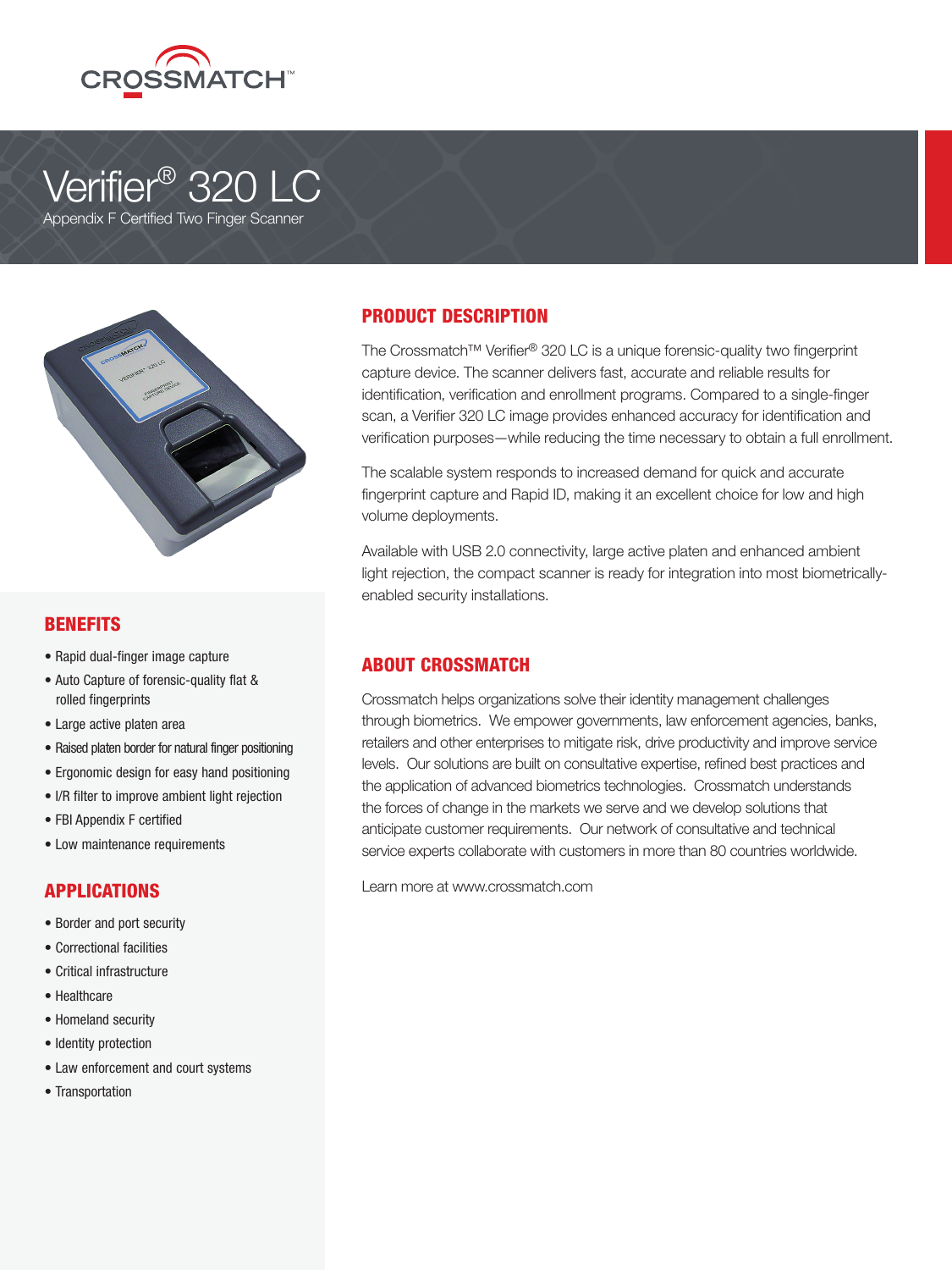CROSSMATCH™

# Verifier® 320 LC

Appendix F Certified Two Finger Scanner

## PRODUCT DESCRIPTION

The Crossmatch™ Verifier® 320 LC is a unique forensic-quality two fingerprint capture device. The scanner delivers fast, accurate and reliable results for identification, verification and enrollment programs. Compared to a single-finger scan, a Verifier 320 LC image provides enhanced accuracy for identification and verification purposes—while reducing the time necessary to obtain a full enrollment.

The scalable system responds to increased demand for quick and accurate fingerprint capture and Rapid ID, making it an excellent choice for low and high volume deployments.

Available with USB 2.0 connectivity, large active platen and enhanced ambient light rejection, the compact scanner is ready for integration into most biometrically-enabled security installations.

## ABOUT CROSSMATCH

Crossmatch helps organizations solve their identity management challenges through biometrics. We empower governments, law enforcement agencies, banks, retailers and other enterprises to mitigate risk, drive productivity and improve service levels. Our solutions are built on consultative expertise, refined best practices and the application of advanced biometrics technologies. Crossmatch understands the forces of change in the markets we serve and we develop solutions that anticipate customer requirements. Our network of consultative and technical service experts collaborate with customers in more than 80 countries worldwide.

Learn more at www.crossmatch.com

## BENEFITS

- Rapid dual-finger image capture
- Auto Capture of forensic-quality flat & rolled fingerprints
- Large active platen area
- Raised platen border for natural finger positioning
- Ergonomic design for easy hand positioning
- I/R filter to improve ambient light rejection
- FBI Appendix F certified
- Low maintenance requirements

## APPLICATIONS

- Border and port security
- Correctional facilities
- Critical infrastructure
- Healthcare
- Homeland security
- Identity protection
- Law enforcement and court systems
- Transportation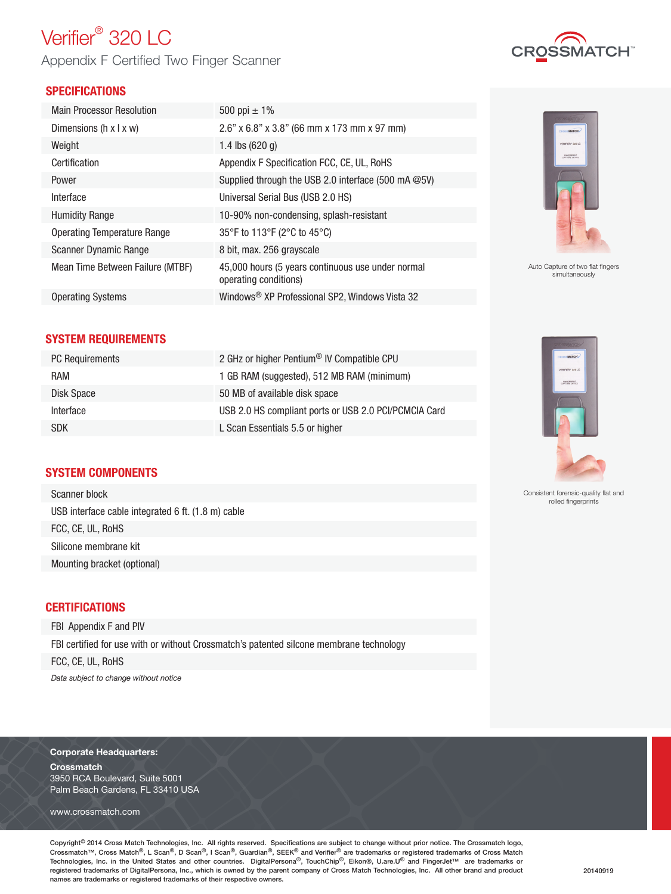# Verifier® 320 LC

Appendix F Certified Two Finger Scanner

## SPECIFICATIONS

| | |
|---|---|
| Main Processor Resolution | 500 ppi ± 1% |
| Dimensions (h x l x w) | 2.6" x 6.8" x 3.8" (66 mm x 173 mm x 97 mm) |
| Weight | 1.4 lbs (620 g) |
| Certification | Appendix F Specification FCC, CE, UL, RoHS |
| Power | Supplied through the USB 2.0 interface (500 mA @5V) |
| Interface | Universal Serial Bus (USB 2.0 HS) |
| Humidity Range | 10-90% non-condensing, splash-resistant |
| Operating Temperature Range | 35°F to 113°F (2°C to 45°C) |
| Scanner Dynamic Range | 8 bit, max. 256 grayscale |
| Mean Time Between Failure (MTBF) | 45,000 hours (5 years continuous use under normal operating conditions) |
| Operating Systems | Windows® XP Professional SP2, Windows Vista 32 |

## SYSTEM REQUIREMENTS

| | |
|---|---|
| PC Requirements | 2 GHz or higher Pentium® IV Compatible CPU |
| RAM | 1 GB RAM (suggested), 512 MB RAM (minimum) |
| Disk Space | 50 MB of available disk space |
| Interface | USB 2.0 HS compliant ports or USB 2.0 PCI/PCMCIA Card |
| SDK | L Scan Essentials 5.5 or higher |

## SYSTEM COMPONENTS

- Scanner block
- USB interface cable integrated 6 ft. (1.8 m) cable
- FCC, CE, UL, RoHS
- Silicone membrane kit
- Mounting bracket (optional)

## CERTIFICATIONS

- FBI Appendix F and PIV
- FBI certified for use with or without Crossmatch's patented silcone membrane technology
- FCC, CE, UL, RoHS

*Data subject to change without notice*

Auto Capture of two flat fingers simultaneously

Consistent forensic-quality flat and rolled fingerprints

**Corporate Headquarters:**

**Crossmatch**
3950 RCA Boulevard, Suite 5001
Palm Beach Gardens, FL 33410 USA

www.crossmatch.com

Copyright© 2014 Cross Match Technologies, Inc. All rights reserved. Specifications are subject to change without prior notice. The Crossmatch logo, Crossmatch™, Cross Match®, L Scan®, D Scan®, I Scan®, Guardian®, SEEK® and Verifier® are trademarks or registered trademarks of Cross Match Technologies, Inc. in the United States and other countries. DigitalPersona®, TouchChip®, Eikon®, U.are.U® and FingerJet™ are trademarks or registered trademarks of DigitalPersona, Inc., which is owned by the parent company of Cross Match Technologies, Inc. All other brand and product names are trademarks or registered trademarks of their respective owners.

20140919